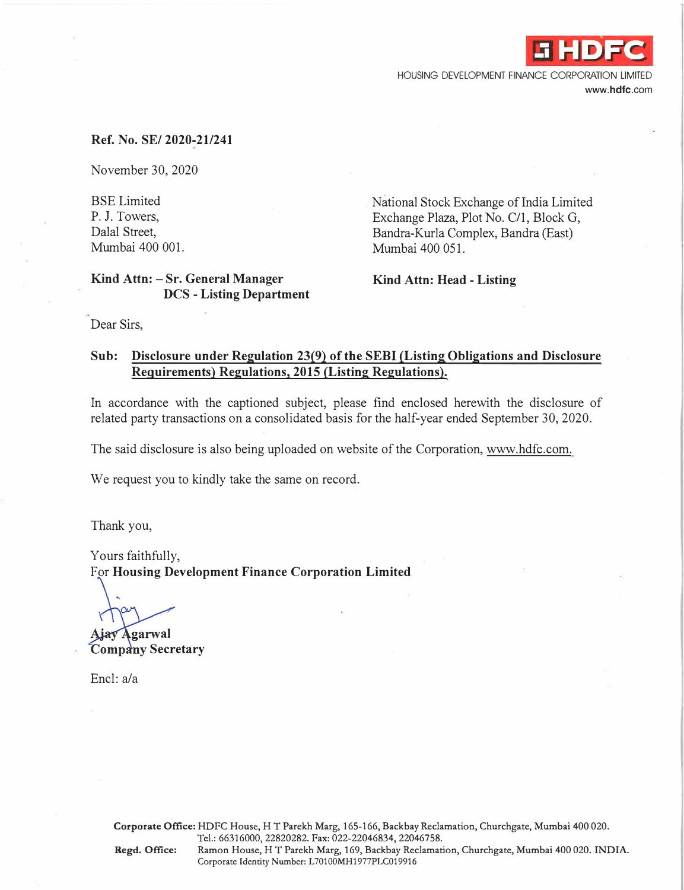**HDFC**

HOUSING DEVELOPMENT FINANCE CORPORATION LIMITED
www.hdfc.com

**Ref. No. SE/ 2020-21/241**

November 30, 2020

BSE Limited
P. J. Towers,
Dalal Street,
Mumbai 400 001.

**Kind Attn: – Sr. General Manager**
**DCS - Listing Department**

National Stock Exchange of India Limited
Exchange Plaza, Plot No. C/1, Block G,
Bandra-Kurla Complex, Bandra (East)
Mumbai 400 051.

**Kind Attn: Head - Listing**

Dear Sirs,

**Sub: Disclosure under Regulation 23(9) of the SEBI (Listing Obligations and Disclosure Requirements) Regulations, 2015 (Listing Regulations).**

In accordance with the captioned subject, please find enclosed herewith the disclosure of related party transactions on a consolidated basis for the half-year ended September 30, 2020.

The said disclosure is also being uploaded on website of the Corporation, www.hdfc.com.

We request you to kindly take the same on record.

Thank you,

Yours faithfully,
For **Housing Development Finance Corporation Limited**

**Ajay Agarwal**
**Company Secretary**

Encl: a/a

**Corporate Office:** HDFC House, H T Parekh Marg, 165-166, Backbay Reclamation, Churchgate, Mumbai 400 020.
Tel.: 66316000, 22820282. Fax: 022-22046834, 22046758.
**Regd. Office:** Ramon House, H T Parekh Marg, 169, Backbay Reclamation, Churchgate, Mumbai 400 020. INDIA.
Corporate Identity Number: L70100MH1977PLC019916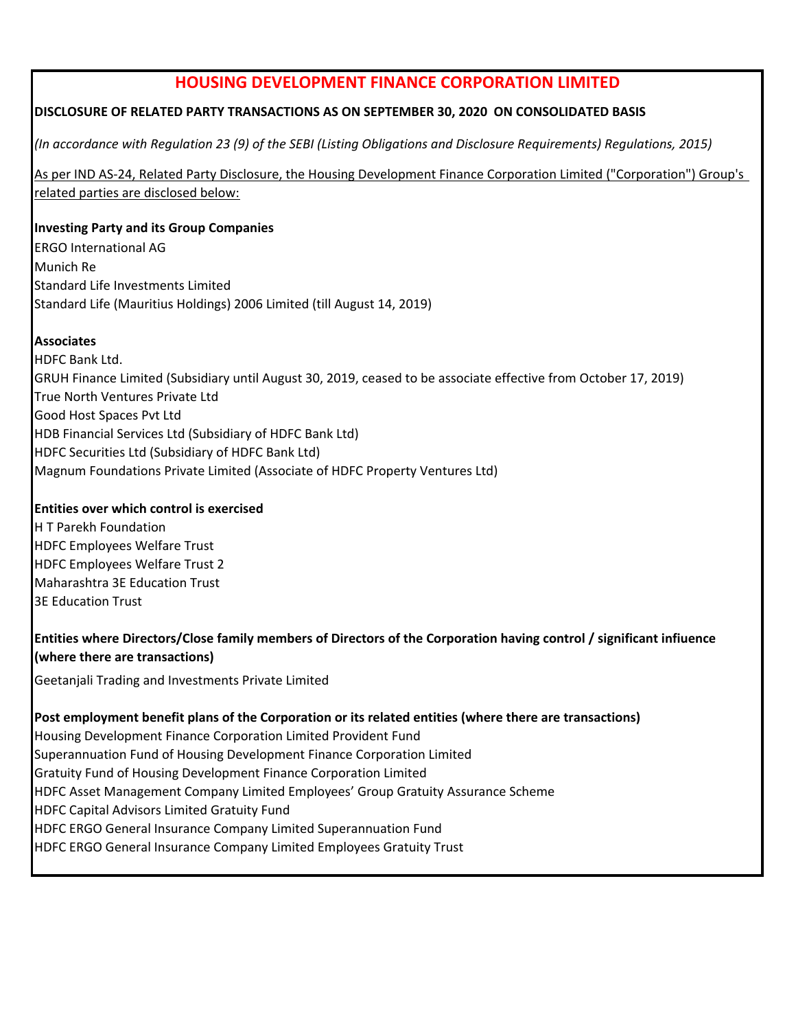# HOUSING DEVELOPMENT FINANCE CORPORATION LIMITED

**DISCLOSURE OF RELATED PARTY TRANSACTIONS AS ON SEPTEMBER 30, 2020 ON CONSOLIDATED BASIS**

*(In accordance with Regulation 23 (9) of the SEBI (Listing Obligations and Disclosure Requirements) Regulations, 2015)*

As per IND AS-24, Related Party Disclosure, the Housing Development Finance Corporation Limited ("Corporation") Group's related parties are disclosed below:

**Investing Party and its Group Companies**

ERGO International AG
Munich Re
Standard Life Investments Limited
Standard Life (Mauritius Holdings) 2006 Limited (till August 14, 2019)

**Associates**

HDFC Bank Ltd.
GRUH Finance Limited (Subsidiary until August 30, 2019, ceased to be associate effective from October 17, 2019)
True North Ventures Private Ltd
Good Host Spaces Pvt Ltd
HDB Financial Services Ltd (Subsidiary of HDFC Bank Ltd)
HDFC Securities Ltd (Subsidiary of HDFC Bank Ltd)
Magnum Foundations Private Limited (Associate of HDFC Property Ventures Ltd)

**Entities over which control is exercised**

H T Parekh Foundation
HDFC Employees Welfare Trust
HDFC Employees Welfare Trust 2
Maharashtra 3E Education Trust
3E Education Trust

**Entities where Directors/Close family members of Directors of the Corporation having control / significant infiuence (where there are transactions)**

Geetanjali Trading and Investments Private Limited

**Post employment benefit plans of the Corporation or its related entities (where there are transactions)**

Housing Development Finance Corporation Limited Provident Fund
Superannuation Fund of Housing Development Finance Corporation Limited
Gratuity Fund of Housing Development Finance Corporation Limited
HDFC Asset Management Company Limited Employees' Group Gratuity Assurance Scheme
HDFC Capital Advisors Limited Gratuity Fund
HDFC ERGO General Insurance Company Limited Superannuation Fund
HDFC ERGO General Insurance Company Limited Employees Gratuity Trust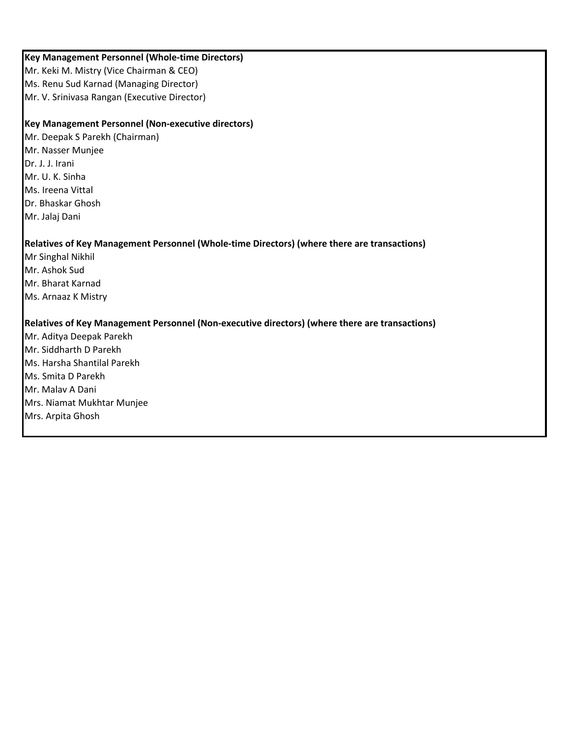**Key Management Personnel (Whole-time Directors)**

Mr. Keki M. Mistry (Vice Chairman & CEO)
Ms. Renu Sud Karnad (Managing Director)
Mr. V. Srinivasa Rangan (Executive Director)

**Key Management Personnel (Non-executive directors)**

Mr. Deepak S Parekh (Chairman)
Mr. Nasser Munjee
Dr. J. J. Irani
Mr. U. K. Sinha
Ms. Ireena Vittal
Dr. Bhaskar Ghosh
Mr. Jalaj Dani

**Relatives of Key Management Personnel (Whole-time Directors) (where there are transactions)**

Mr Singhal Nikhil
Mr. Ashok Sud
Mr. Bharat Karnad
Ms. Arnaaz K Mistry

**Relatives of Key Management Personnel (Non-executive directors) (where there are transactions)**

Mr. Aditya Deepak Parekh
Mr. Siddharth D Parekh
Ms. Harsha Shantilal Parekh
Ms. Smita D Parekh
Mr. Malav A Dani
Mrs. Niamat Mukhtar Munjee
Mrs. Arpita Ghosh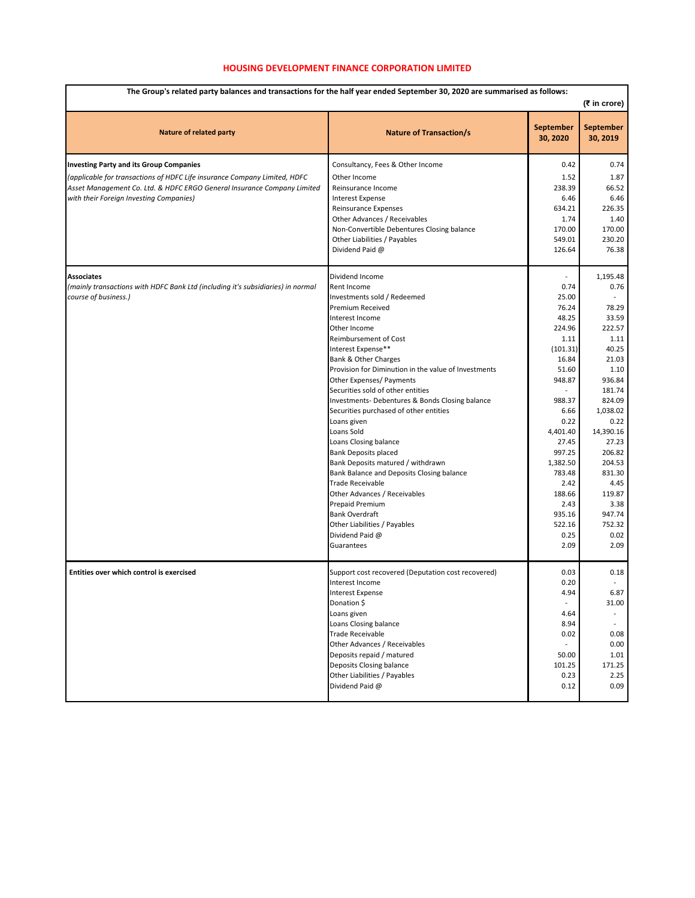## HOUSING DEVELOPMENT FINANCE CORPORATION LIMITED

**The Group's related party balances and transactions for the half year ended September 30, 2020 are summarised as follows:**

(₹ in crore)

| Nature of related party | Nature of Transaction/s | September 30, 2020 | September 30, 2019 |
|---|---|---|---|
| **Investing Party and its Group Companies** | Consultancy, Fees & Other Income | 0.42 | 0.74 |
| *(applicable for transactions of HDFC Life insurance Company Limited, HDFC Asset Management Co. Ltd. & HDFC ERGO General Insurance Company Limited with their Foreign Investing Companies)* | Other Income | 1.52 | 1.87 |
| | Reinsurance Income | 238.39 | 66.52 |
| | Interest Expense | 6.46 | 6.46 |
| | Reinsurance Expenses | 634.21 | 226.35 |
| | Other Advances / Receivables | 1.74 | 1.40 |
| | Non-Convertible Debentures Closing balance | 170.00 | 170.00 |
| | Other Liabilities / Payables | 549.01 | 230.20 |
| | Dividend Paid @ | 126.64 | 76.38 |
| **Associates** | Dividend Income | - | 1,195.48 |
| *(mainly transactions with HDFC Bank Ltd (including it's subsidiaries) in normal course of business.)* | Rent Income | 0.74 | 0.76 |
| | Investments sold / Redeemed | 25.00 | - |
| | Premium Received | 76.24 | 78.29 |
| | Interest Income | 48.25 | 33.59 |
| | Other Income | 224.96 | 222.57 |
| | Reimbursement of Cost | 1.11 | 1.11 |
| | Interest Expense** | (101.31) | 40.25 |
| | Bank & Other Charges | 16.84 | 21.03 |
| | Provision for Diminution in the value of Investments | 51.60 | 1.10 |
| | Other Expenses/ Payments | 948.87 | 936.84 |
| | Securities sold of other entities | - | 181.74 |
| | Investments- Debentures & Bonds Closing balance | 988.37 | 824.09 |
| | Securities purchased of other entities | 6.66 | 1,038.02 |
| | Loans given | 0.22 | 0.22 |
| | Loans Sold | 4,401.40 | 14,390.16 |
| | Loans Closing balance | 27.45 | 27.23 |
| | Bank Deposits placed | 997.25 | 206.82 |
| | Bank Deposits matured / withdrawn | 1,382.50 | 204.53 |
| | Bank Balance and Deposits Closing balance | 783.48 | 831.30 |
| | Trade Receivable | 2.42 | 4.45 |
| | Other Advances / Receivables | 188.66 | 119.87 |
| | Prepaid Premium | 2.43 | 3.38 |
| | Bank Overdraft | 935.16 | 947.74 |
| | Other Liabilities / Payables | 522.16 | 752.32 |
| | Dividend Paid @ | 0.25 | 0.02 |
| | Guarantees | 2.09 | 2.09 |
| **Entities over which control is exercised** | Support cost recovered (Deputation cost recovered) | 0.03 | 0.18 |
| | Interest Income | 0.20 | - |
| | Interest Expense | 4.94 | 6.87 |
| | Donation $ | - | 31.00 |
| | Loans given | 4.64 | - |
| | Loans Closing balance | 8.94 | - |
| | Trade Receivable | 0.02 | 0.08 |
| | Other Advances / Receivables | - | 0.00 |
| | Deposits repaid / matured | 50.00 | 1.01 |
| | Deposits Closing balance | 101.25 | 171.25 |
| | Other Liabilities / Payables | 0.23 | 2.25 |
| | Dividend Paid @ | 0.12 | 0.09 |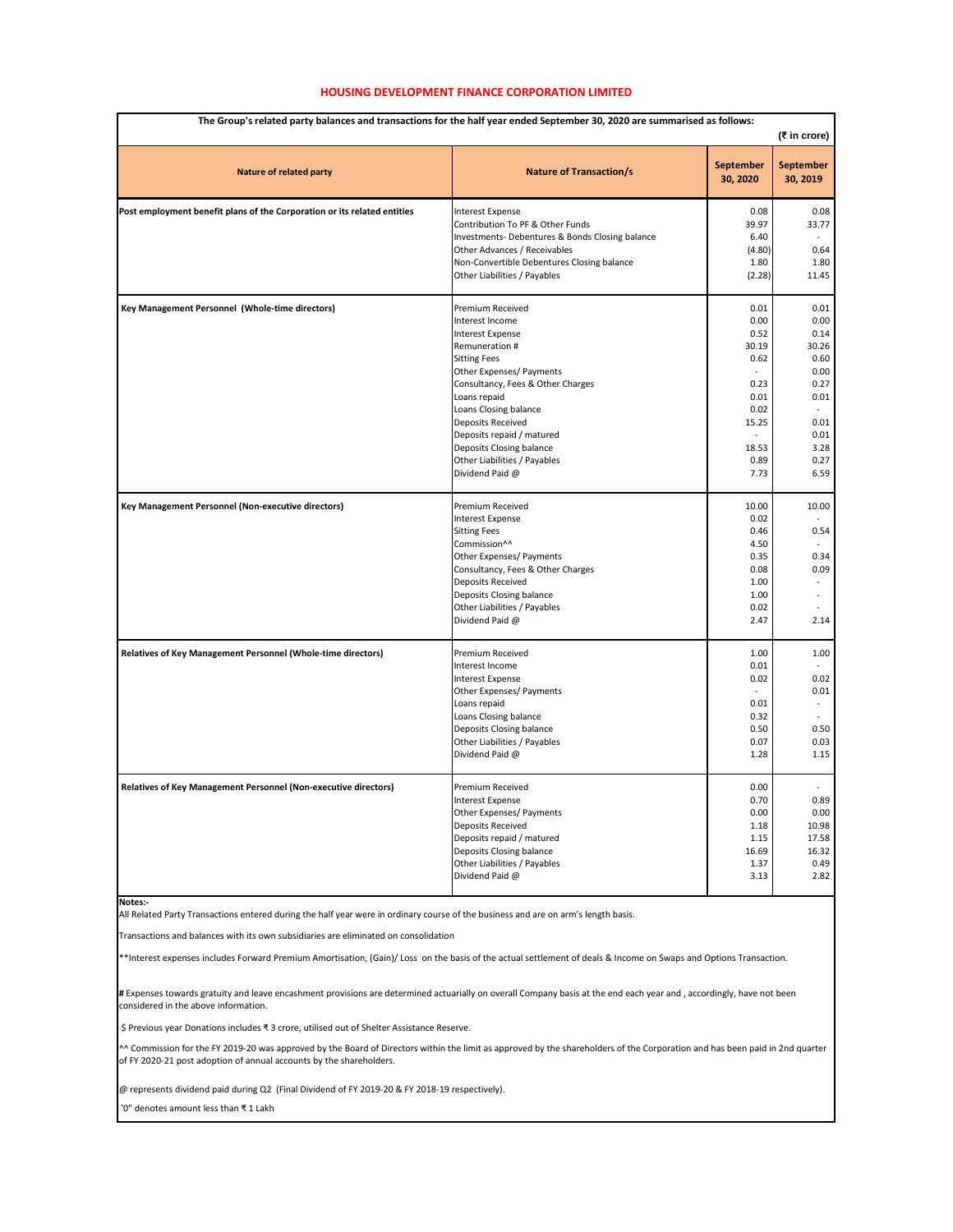# HOUSING DEVELOPMENT FINANCE CORPORATION LIMITED

**The Group's related party balances and transactions for the half year ended September 30, 2020 are summarised as follows:**

(₹ in crore)

| Nature of related party | Nature of Transaction/s | September 30, 2020 | September 30, 2019 |
|---|---|---|---|
| **Post employment benefit plans of the Corporation or its related entities** | Interest Expense | 0.08 | 0.08 |
| | Contribution To PF & Other Funds | 39.97 | 33.77 |
| | Investments- Debentures & Bonds Closing balance | 6.40 | - |
| | Other Advances / Receivables | (4.80) | 0.64 |
| | Non-Convertible Debentures Closing balance | 1.80 | 1.80 |
| | Other Liabilities / Payables | (2.28) | 11.45 |
| **Key Management Personnel (Whole-time directors)** | Premium Received | 0.01 | 0.01 |
| | Interest Income | 0.00 | 0.00 |
| | Interest Expense | 0.52 | 0.14 |
| | Remuneration # | 30.19 | 30.26 |
| | Sitting Fees | 0.62 | 0.60 |
| | Other Expenses/ Payments | - | 0.00 |
| | Consultancy, Fees & Other Charges | 0.23 | 0.27 |
| | Loans repaid | 0.01 | 0.01 |
| | Loans Closing balance | 0.02 | - |
| | Deposits Received | 15.25 | 0.01 |
| | Deposits repaid / matured | - | 0.01 |
| | Deposits Closing balance | 18.53 | 3.28 |
| | Other Liabilities / Payables | 0.89 | 0.27 |
| | Dividend Paid @ | 7.73 | 6.59 |
| **Key Management Personnel (Non-executive directors)** | Premium Received | 10.00 | 10.00 |
| | Interest Expense | 0.02 | - |
| | Sitting Fees | 0.46 | 0.54 |
| | Commission^^ | 4.50 | - |
| | Other Expenses/ Payments | 0.35 | 0.34 |
| | Consultancy, Fees & Other Charges | 0.08 | 0.09 |
| | Deposits Received | 1.00 | - |
| | Deposits Closing balance | 1.00 | - |
| | Other Liabilities / Payables | 0.02 | - |
| | Dividend Paid @ | 2.47 | 2.14 |
| **Relatives of Key Management Personnel (Whole-time directors)** | Premium Received | 1.00 | 1.00 |
| | Interest Income | 0.01 | - |
| | Interest Expense | 0.02 | 0.02 |
| | Other Expenses/ Payments | - | 0.01 |
| | Loans repaid | 0.01 | - |
| | Loans Closing balance | 0.32 | - |
| | Deposits Closing balance | 0.50 | 0.50 |
| | Other Liabilities / Payables | 0.07 | 0.03 |
| | Dividend Paid @ | 1.28 | 1.15 |
| **Relatives of Key Management Personnel (Non-executive directors)** | Premium Received | 0.00 | - |
| | Interest Expense | 0.70 | 0.89 |
| | Other Expenses/ Payments | 0.00 | 0.00 |
| | Deposits Received | 1.18 | 10.98 |
| | Deposits repaid / matured | 1.15 | 17.58 |
| | Deposits Closing balance | 16.69 | 16.32 |
| | Other Liabilities / Payables | 1.37 | 0.49 |
| | Dividend Paid @ | 3.13 | 2.82 |

**Notes:-**

All Related Party Transactions entered during the half year were in ordinary course of the business and are on arm's length basis.

Transactions and balances with its own subsidiaries are eliminated on consolidation

**Interest expenses includes Forward Premium Amortisation, (Gain)/ Loss on the basis of the actual settlement of deals & Income on Swaps and Options Transaction.

**#** Expenses towards gratuity and leave encashment provisions are determined actuarially on overall Company basis at the end each year and , accordingly, have not been considered in the above information.

$ Previous year Donations includes ₹ 3 crore, utilised out of Shelter Assistance Reserve.

^^ Commission for the FY 2019-20 was approved by the Board of Directors within the limit as approved by the shareholders of the Corporation and has been paid in 2nd quarter of FY 2020-21 post adoption of annual accounts by the shareholders.

@ represents dividend paid during Q2 (Final Dividend of FY 2019-20 & FY 2018-19 respectively).

'0" denotes amount less than ₹ 1 Lakh